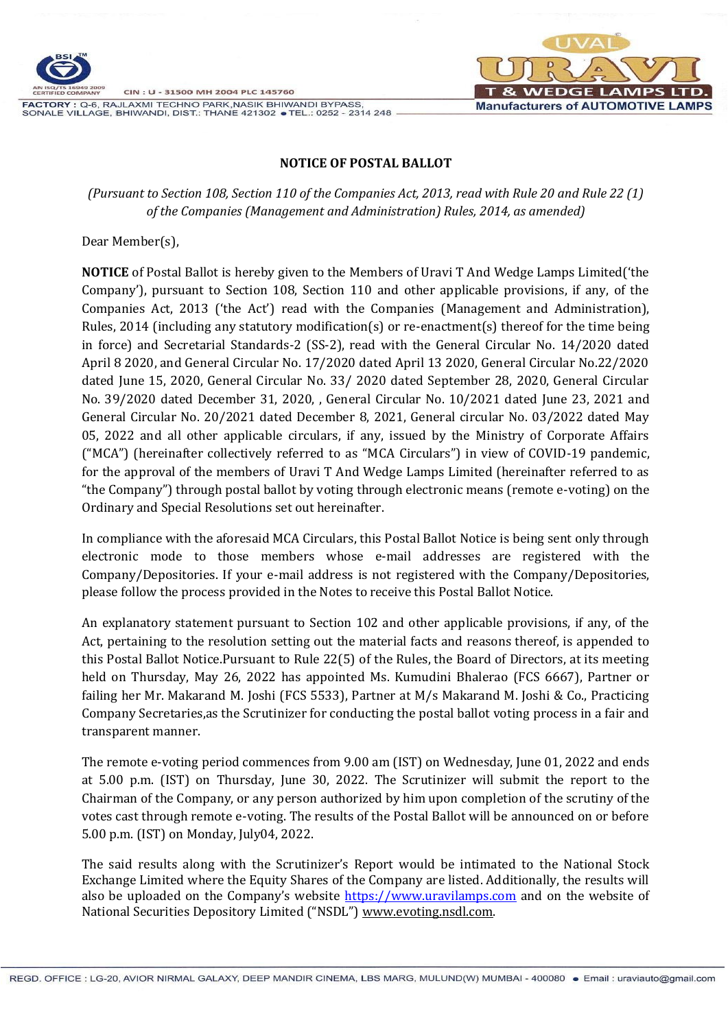## NOTICE OF POSTAL BALLOT

*(Pursuant to Section 108, Section 110 of the Companies Act, 2013, read with Rule 20 and Rule 22 (1) of the Companies (Management and Administration) Rules, 2014, as amended)*

Dear Member(s),

**NOTICE** of Postal Ballot is hereby given to the Members of Uravi T And Wedge Lamps Limited('the Company'), pursuant to Section 108, Section 110 and other applicable provisions, if any, of the Companies Act, 2013 ('the Act') read with the Companies (Management and Administration), Rules, 2014 (including any statutory modification(s) or re-enactment(s) thereof for the time being in force) and Secretarial Standards-2 (SS-2), read with the General Circular No. 14/2020 dated April 8 2020, and General Circular No. 17/2020 dated April 13 2020, General Circular No.22/2020 dated June 15, 2020, General Circular No. 33/ 2020 dated September 28, 2020, General Circular No. 39/2020 dated December 31, 2020, , General Circular No. 10/2021 dated June 23, 2021 and General Circular No. 20/2021 dated December 8, 2021, General circular No. 03/2022 dated May 05, 2022 and all other applicable circulars, if any, issued by the Ministry of Corporate Affairs ("MCA") (hereinafter collectively referred to as "MCA Circulars") in view of COVID-19 pandemic, for the approval of the members of Uravi T And Wedge Lamps Limited (hereinafter referred to as "the Company") through postal ballot by voting through electronic means (remote e-voting) on the Ordinary and Special Resolutions set out hereinafter.

In compliance with the aforesaid MCA Circulars, this Postal Ballot Notice is being sent only through electronic mode to those members whose e-mail addresses are registered with the Company/Depositories. If your e-mail address is not registered with the Company/Depositories, please follow the process provided in the Notes to receive this Postal Ballot Notice.

An explanatory statement pursuant to Section 102 and other applicable provisions, if any, of the Act, pertaining to the resolution setting out the material facts and reasons thereof, is appended to this Postal Ballot Notice.Pursuant to Rule 22(5) of the Rules, the Board of Directors, at its meeting held on Thursday, May 26, 2022 has appointed Ms. Kumudini Bhalerao (FCS 6667), Partner or failing her Mr. Makarand M. Joshi (FCS 5533), Partner at M/s Makarand M. Joshi & Co., Practicing Company Secretaries,as the Scrutinizer for conducting the postal ballot voting process in a fair and transparent manner.

The remote e-voting period commences from 9.00 am (IST) on Wednesday, June 01, 2022 and ends at 5.00 p.m. (IST) on Thursday, June 30, 2022. The Scrutinizer will submit the report to the Chairman of the Company, or any person authorized by him upon completion of the scrutiny of the votes cast through remote e-voting. The results of the Postal Ballot will be announced on or before 5.00 p.m. (IST) on Monday, July04, 2022.

The said results along with the Scrutinizer's Report would be intimated to the National Stock Exchange Limited where the Equity Shares of the Company are listed. Additionally, the results will also be uploaded on the Company's website https://www.uravilamps.com and on the website of National Securities Depository Limited ("NSDL") www.evoting.nsdl.com.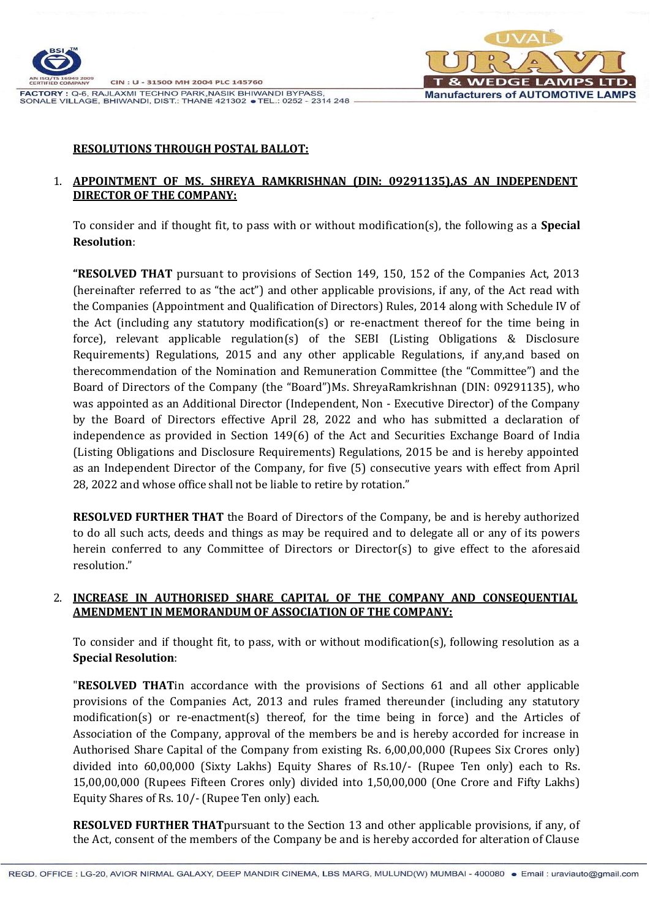**RESOLUTIONS THROUGH POSTAL BALLOT:**

1. **APPOINTMENT OF MS. SHREYA RAMKRISHNAN (DIN: 09291135),AS AN INDEPENDENT DIRECTOR OF THE COMPANY:**

   To consider and if thought fit, to pass with or without modification(s), the following as a **Special Resolution**:

   **"RESOLVED THAT** pursuant to provisions of Section 149, 150, 152 of the Companies Act, 2013 (hereinafter referred to as "the act") and other applicable provisions, if any, of the Act read with the Companies (Appointment and Qualification of Directors) Rules, 2014 along with Schedule IV of the Act (including any statutory modification(s) or re-enactment thereof for the time being in force), relevant applicable regulation(s) of the SEBI (Listing Obligations & Disclosure Requirements) Regulations, 2015 and any other applicable Regulations, if any,and based on therecommendation of the Nomination and Remuneration Committee (the "Committee") and the Board of Directors of the Company (the "Board")Ms. ShreyaRamkrishnan (DIN: 09291135), who was appointed as an Additional Director (Independent, Non - Executive Director) of the Company by the Board of Directors effective April 28, 2022 and who has submitted a declaration of independence as provided in Section 149(6) of the Act and Securities Exchange Board of India (Listing Obligations and Disclosure Requirements) Regulations, 2015 be and is hereby appointed as an Independent Director of the Company, for five (5) consecutive years with effect from April 28, 2022 and whose office shall not be liable to retire by rotation."

   **RESOLVED FURTHER THAT** the Board of Directors of the Company, be and is hereby authorized to do all such acts, deeds and things as may be required and to delegate all or any of its powers herein conferred to any Committee of Directors or Director(s) to give effect to the aforesaid resolution."

2. **INCREASE IN AUTHORISED SHARE CAPITAL OF THE COMPANY AND CONSEQUENTIAL AMENDMENT IN MEMORANDUM OF ASSOCIATION OF THE COMPANY:**

   To consider and if thought fit, to pass, with or without modification(s), following resolution as a **Special Resolution**:

   "**RESOLVED THAT**in accordance with the provisions of Sections 61 and all other applicable provisions of the Companies Act, 2013 and rules framed thereunder (including any statutory modification(s) or re-enactment(s) thereof, for the time being in force) and the Articles of Association of the Company, approval of the members be and is hereby accorded for increase in Authorised Share Capital of the Company from existing Rs. 6,00,00,000 (Rupees Six Crores only) divided into 60,00,000 (Sixty Lakhs) Equity Shares of Rs.10/- (Rupee Ten only) each to Rs. 15,00,00,000 (Rupees Fifteen Crores only) divided into 1,50,00,000 (One Crore and Fifty Lakhs) Equity Shares of Rs. 10/- (Rupee Ten only) each.

   **RESOLVED FURTHER THAT**pursuant to the Section 13 and other applicable provisions, if any, of the Act, consent of the members of the Company be and is hereby accorded for alteration of Clause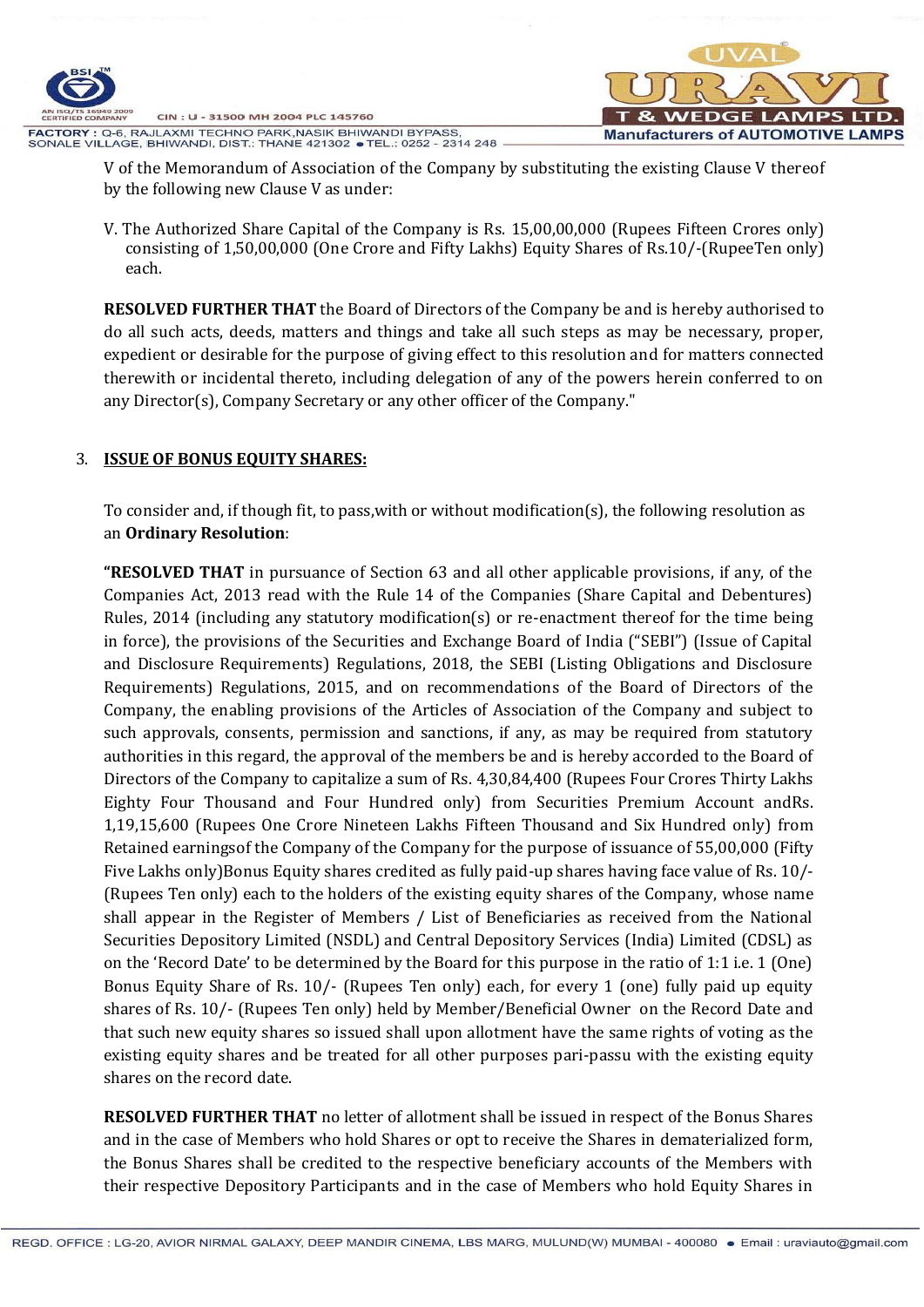V of the Memorandum of Association of the Company by substituting the existing Clause V thereof by the following new Clause V as under:

V. The Authorized Share Capital of the Company is Rs. 15,00,00,000 (Rupees Fifteen Crores only) consisting of 1,50,00,000 (One Crore and Fifty Lakhs) Equity Shares of Rs.10/-(RupeeTen only) each.

**RESOLVED FURTHER THAT** the Board of Directors of the Company be and is hereby authorised to do all such acts, deeds, matters and things and take all such steps as may be necessary, proper, expedient or desirable for the purpose of giving effect to this resolution and for matters connected therewith or incidental thereto, including delegation of any of the powers herein conferred to on any Director(s), Company Secretary or any other officer of the Company."

3. **ISSUE OF BONUS EQUITY SHARES:**

To consider and, if though fit, to pass,with or without modification(s), the following resolution as an **Ordinary Resolution**:

**"RESOLVED THAT** in pursuance of Section 63 and all other applicable provisions, if any, of the Companies Act, 2013 read with the Rule 14 of the Companies (Share Capital and Debentures) Rules, 2014 (including any statutory modification(s) or re-enactment thereof for the time being in force), the provisions of the Securities and Exchange Board of India ("SEBI") (Issue of Capital and Disclosure Requirements) Regulations, 2018, the SEBI (Listing Obligations and Disclosure Requirements) Regulations, 2015, and on recommendations of the Board of Directors of the Company, the enabling provisions of the Articles of Association of the Company and subject to such approvals, consents, permission and sanctions, if any, as may be required from statutory authorities in this regard, the approval of the members be and is hereby accorded to the Board of Directors of the Company to capitalize a sum of Rs. 4,30,84,400 (Rupees Four Crores Thirty Lakhs Eighty Four Thousand and Four Hundred only) from Securities Premium Account andRs. 1,19,15,600 (Rupees One Crore Nineteen Lakhs Fifteen Thousand and Six Hundred only) from Retained earningsof the Company of the Company for the purpose of issuance of 55,00,000 (Fifty Five Lakhs only)Bonus Equity shares credited as fully paid-up shares having face value of Rs. 10/- (Rupees Ten only) each to the holders of the existing equity shares of the Company, whose name shall appear in the Register of Members / List of Beneficiaries as received from the National Securities Depository Limited (NSDL) and Central Depository Services (India) Limited (CDSL) as on the 'Record Date' to be determined by the Board for this purpose in the ratio of 1:1 i.e. 1 (One) Bonus Equity Share of Rs. 10/- (Rupees Ten only) each, for every 1 (one) fully paid up equity shares of Rs. 10/- (Rupees Ten only) held by Member/Beneficial Owner on the Record Date and that such new equity shares so issued shall upon allotment have the same rights of voting as the existing equity shares and be treated for all other purposes pari-passu with the existing equity shares on the record date.

**RESOLVED FURTHER THAT** no letter of allotment shall be issued in respect of the Bonus Shares and in the case of Members who hold Shares or opt to receive the Shares in dematerialized form, the Bonus Shares shall be credited to the respective beneficiary accounts of the Members with their respective Depository Participants and in the case of Members who hold Equity Shares in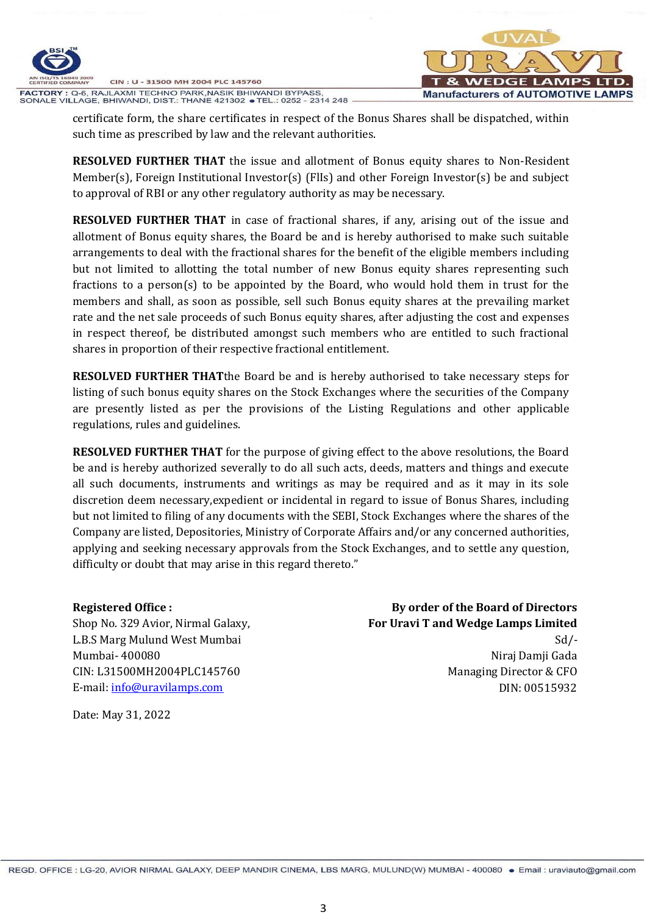certificate form, the share certificates in respect of the Bonus Shares shall be dispatched, within such time as prescribed by law and the relevant authorities.

**RESOLVED FURTHER THAT** the issue and allotment of Bonus equity shares to Non-Resident Member(s), Foreign Institutional Investor(s) (FIIs) and other Foreign Investor(s) be and subject to approval of RBI or any other regulatory authority as may be necessary.

**RESOLVED FURTHER THAT** in case of fractional shares, if any, arising out of the issue and allotment of Bonus equity shares, the Board be and is hereby authorised to make such suitable arrangements to deal with the fractional shares for the benefit of the eligible members including but not limited to allotting the total number of new Bonus equity shares representing such fractions to a person(s) to be appointed by the Board, who would hold them in trust for the members and shall, as soon as possible, sell such Bonus equity shares at the prevailing market rate and the net sale proceeds of such Bonus equity shares, after adjusting the cost and expenses in respect thereof, be distributed amongst such members who are entitled to such fractional shares in proportion of their respective fractional entitlement.

**RESOLVED FURTHER THAT**the Board be and is hereby authorised to take necessary steps for listing of such bonus equity shares on the Stock Exchanges where the securities of the Company are presently listed as per the provisions of the Listing Regulations and other applicable regulations, rules and guidelines.

**RESOLVED FURTHER THAT** for the purpose of giving effect to the above resolutions, the Board be and is hereby authorized severally to do all such acts, deeds, matters and things and execute all such documents, instruments and writings as may be required and as it may in its sole discretion deem necessary,expedient or incidental in regard to issue of Bonus Shares, including but not limited to filing of any documents with the SEBI, Stock Exchanges where the shares of the Company are listed, Depositories, Ministry of Corporate Affairs and/or any concerned authorities, applying and seeking necessary approvals from the Stock Exchanges, and to settle any question, difficulty or doubt that may arise in this regard thereto."

**Registered Office :**
Shop No. 329 Avior, Nirmal Galaxy,
L.B.S Marg Mulund West Mumbai
Mumbai- 400080
CIN: L31500MH2004PLC145760
E-mail: info@uravilamps.com

**By order of the Board of Directors**
**For Uravi T and Wedge Lamps Limited**
Sd/-
Niraj Damji Gada
Managing Director & CFO
DIN: 00515932

Date: May 31, 2022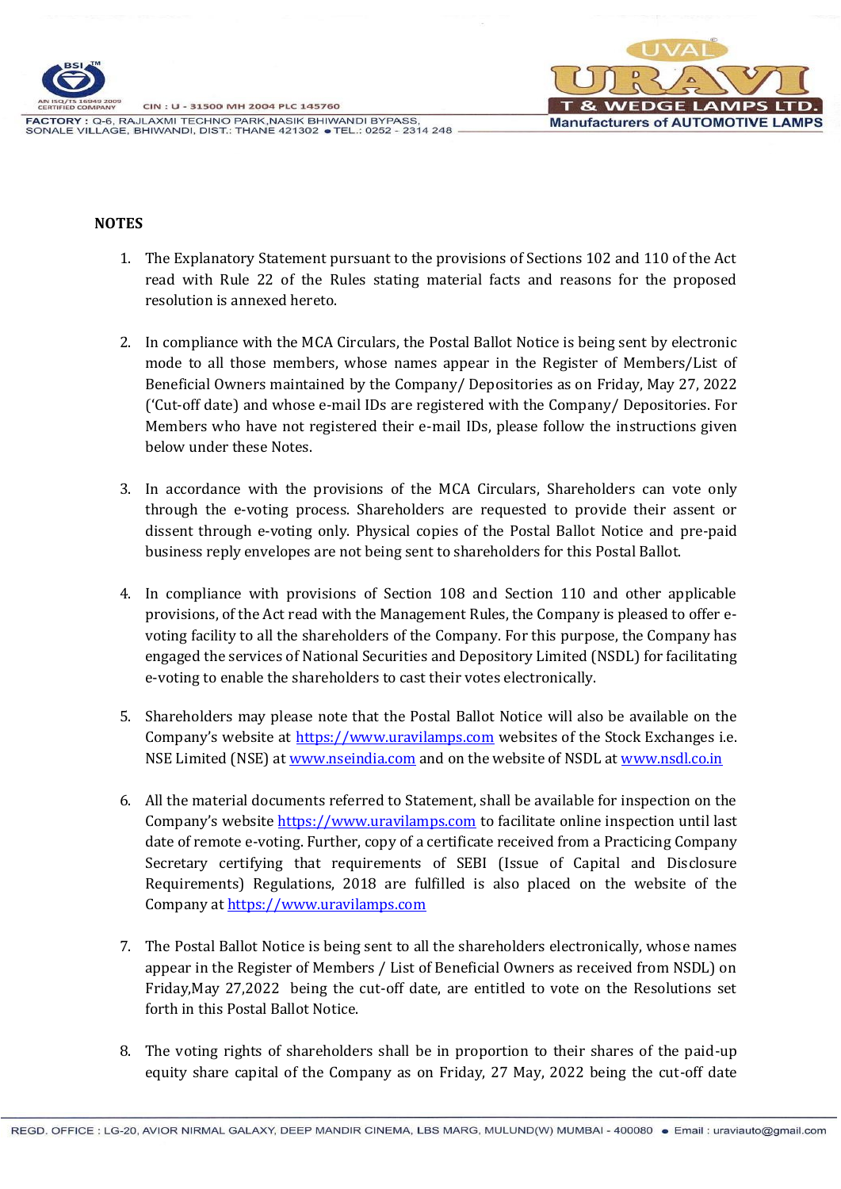## NOTES

1. The Explanatory Statement pursuant to the provisions of Sections 102 and 110 of the Act read with Rule 22 of the Rules stating material facts and reasons for the proposed resolution is annexed hereto.

2. In compliance with the MCA Circulars, the Postal Ballot Notice is being sent by electronic mode to all those members, whose names appear in the Register of Members/List of Beneficial Owners maintained by the Company/ Depositories as on Friday, May 27, 2022 ('Cut-off date) and whose e-mail IDs are registered with the Company/ Depositories. For Members who have not registered their e-mail IDs, please follow the instructions given below under these Notes.

3. In accordance with the provisions of the MCA Circulars, Shareholders can vote only through the e-voting process. Shareholders are requested to provide their assent or dissent through e-voting only. Physical copies of the Postal Ballot Notice and pre-paid business reply envelopes are not being sent to shareholders for this Postal Ballot.

4. In compliance with provisions of Section 108 and Section 110 and other applicable provisions, of the Act read with the Management Rules, the Company is pleased to offer e-voting facility to all the shareholders of the Company. For this purpose, the Company has engaged the services of National Securities and Depository Limited (NSDL) for facilitating e-voting to enable the shareholders to cast their votes electronically.

5. Shareholders may please note that the Postal Ballot Notice will also be available on the Company's website at https://www.uravilamps.com websites of the Stock Exchanges i.e. NSE Limited (NSE) at www.nseindia.com and on the website of NSDL at www.nsdl.co.in

6. All the material documents referred to Statement, shall be available for inspection on the Company's website https://www.uravilamps.com to facilitate online inspection until last date of remote e-voting. Further, copy of a certificate received from a Practicing Company Secretary certifying that requirements of SEBI (Issue of Capital and Disclosure Requirements) Regulations, 2018 are fulfilled is also placed on the website of the Company at https://www.uravilamps.com

7. The Postal Ballot Notice is being sent to all the shareholders electronically, whose names appear in the Register of Members / List of Beneficial Owners as received from NSDL) on Friday,May 27,2022 being the cut-off date, are entitled to vote on the Resolutions set forth in this Postal Ballot Notice.

8. The voting rights of shareholders shall be in proportion to their shares of the paid-up equity share capital of the Company as on Friday, 27 May, 2022 being the cut-off date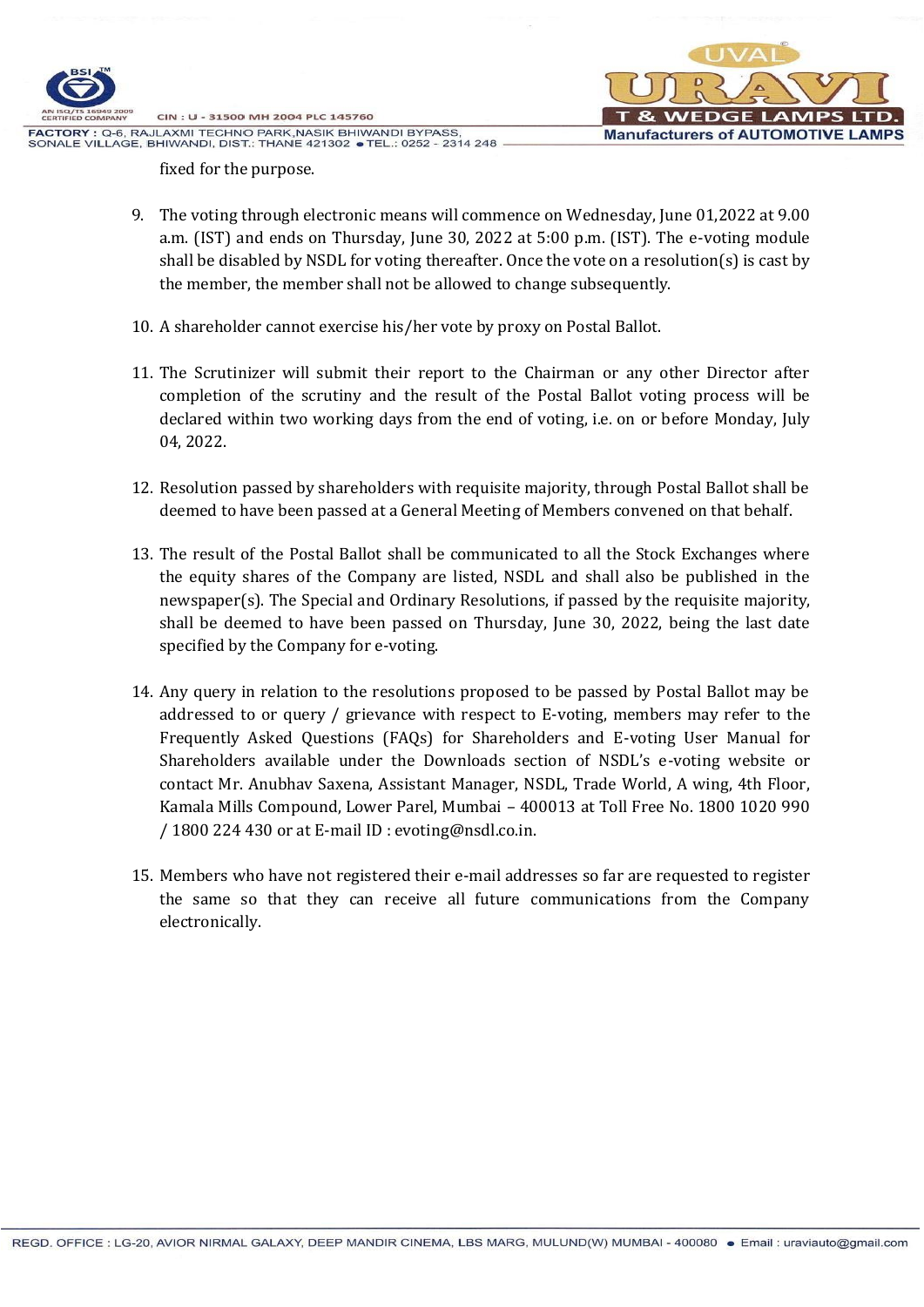fixed for the purpose.

9. The voting through electronic means will commence on Wednesday, June 01,2022 at 9.00 a.m. (IST) and ends on Thursday, June 30, 2022 at 5:00 p.m. (IST). The e-voting module shall be disabled by NSDL for voting thereafter. Once the vote on a resolution(s) is cast by the member, the member shall not be allowed to change subsequently.

10. A shareholder cannot exercise his/her vote by proxy on Postal Ballot.

11. The Scrutinizer will submit their report to the Chairman or any other Director after completion of the scrutiny and the result of the Postal Ballot voting process will be declared within two working days from the end of voting, i.e. on or before Monday, July 04, 2022.

12. Resolution passed by shareholders with requisite majority, through Postal Ballot shall be deemed to have been passed at a General Meeting of Members convened on that behalf.

13. The result of the Postal Ballot shall be communicated to all the Stock Exchanges where the equity shares of the Company are listed, NSDL and shall also be published in the newspaper(s). The Special and Ordinary Resolutions, if passed by the requisite majority, shall be deemed to have been passed on Thursday, June 30, 2022, being the last date specified by the Company for e-voting.

14. Any query in relation to the resolutions proposed to be passed by Postal Ballot may be addressed to or query / grievance with respect to E-voting, members may refer to the Frequently Asked Questions (FAQs) for Shareholders and E-voting User Manual for Shareholders available under the Downloads section of NSDL's e-voting website or contact Mr. Anubhav Saxena, Assistant Manager, NSDL, Trade World, A wing, 4th Floor, Kamala Mills Compound, Lower Parel, Mumbai – 400013 at Toll Free No. 1800 1020 990 / 1800 224 430 or at E-mail ID : evoting@nsdl.co.in.

15. Members who have not registered their e-mail addresses so far are requested to register the same so that they can receive all future communications from the Company electronically.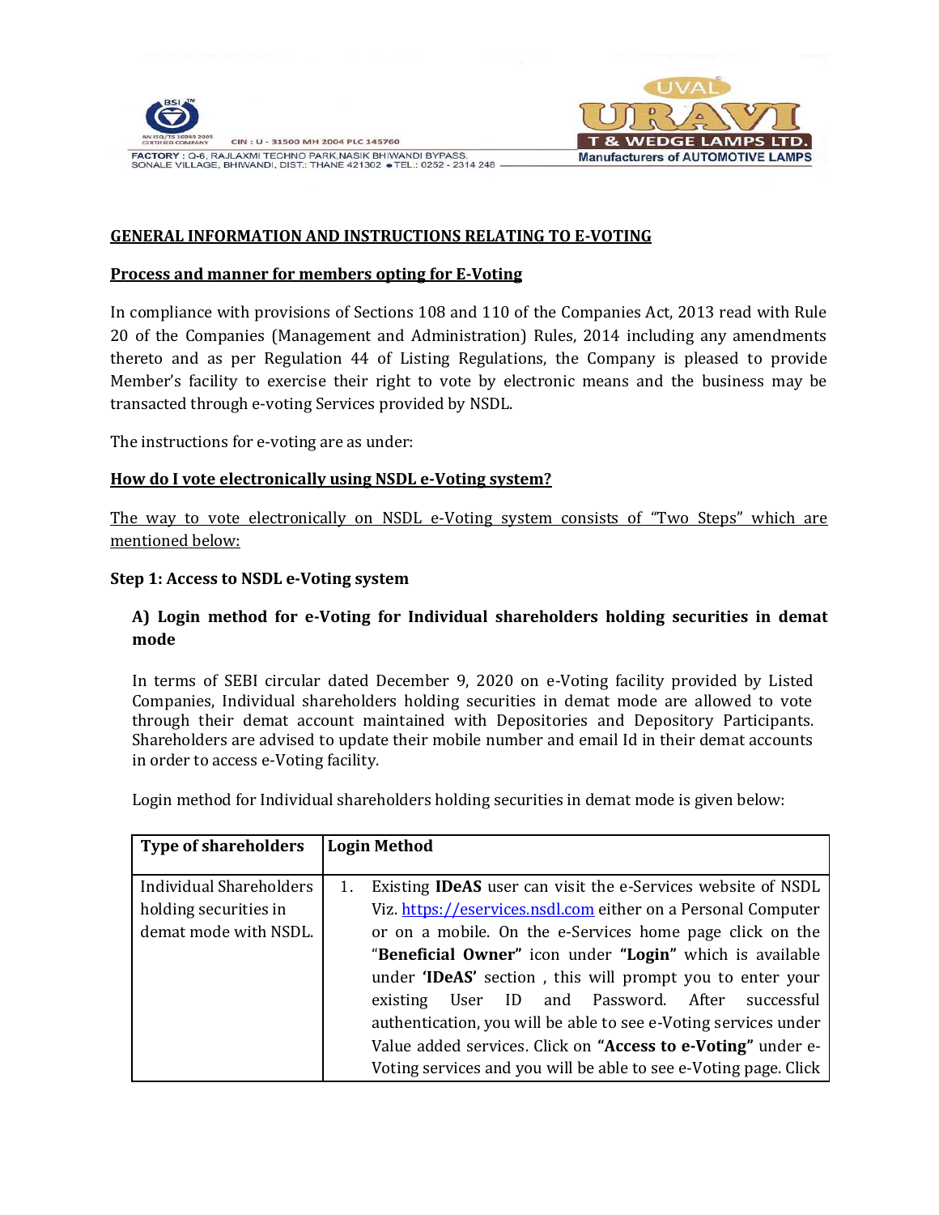**GENERAL INFORMATION AND INSTRUCTIONS RELATING TO E-VOTING**

**Process and manner for members opting for E-Voting**

In compliance with provisions of Sections 108 and 110 of the Companies Act, 2013 read with Rule 20 of the Companies (Management and Administration) Rules, 2014 including any amendments thereto and as per Regulation 44 of Listing Regulations, the Company is pleased to provide Member's facility to exercise their right to vote by electronic means and the business may be transacted through e-voting Services provided by NSDL.

The instructions for e-voting are as under:

**How do I vote electronically using NSDL e-Voting system?**

The way to vote electronically on NSDL e-Voting system consists of "Two Steps" which are mentioned below:

**Step 1: Access to NSDL e-Voting system**

**A) Login method for e-Voting for Individual shareholders holding securities in demat mode**

In terms of SEBI circular dated December 9, 2020 on e-Voting facility provided by Listed Companies, Individual shareholders holding securities in demat mode are allowed to vote through their demat account maintained with Depositories and Depository Participants. Shareholders are advised to update their mobile number and email Id in their demat accounts in order to access e-Voting facility.

Login method for Individual shareholders holding securities in demat mode is given below:

| Type of shareholders | Login Method |
|---|---|
| Individual Shareholders holding securities in demat mode with NSDL. | 1. Existing **IDeAS** user can visit the e-Services website of NSDL Viz. https://eservices.nsdl.com either on a Personal Computer or on a mobile. On the e-Services home page click on the "**Beneficial Owner"** icon under **"Login"** which is available under **'IDeAS'** section , this will prompt you to enter your existing User ID and Password. After successful authentication, you will be able to see e-Voting services under Value added services. Click on **"Access to e-Voting"** under e-Voting services and you will be able to see e-Voting page. Click |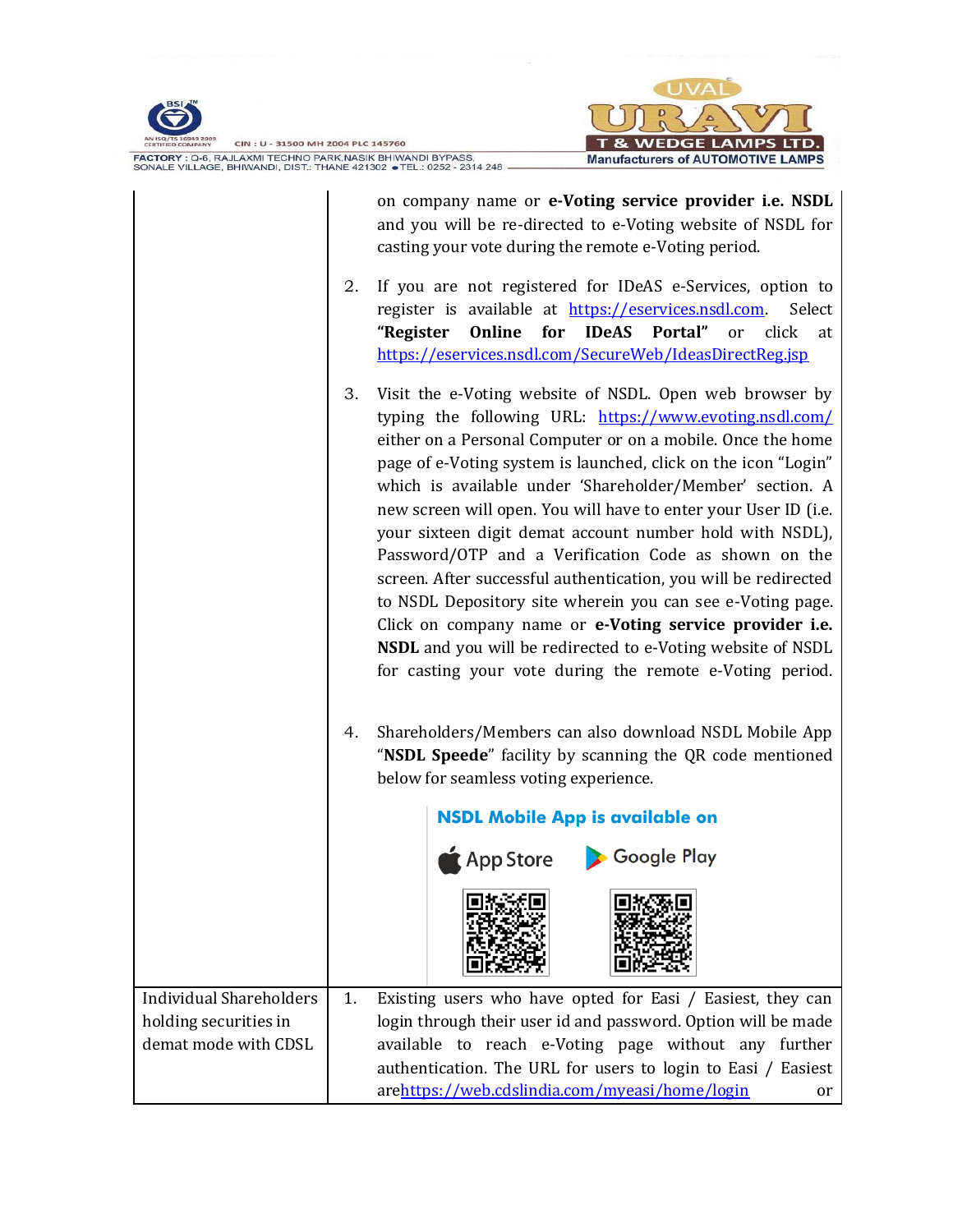| | |
|---|---|
| | on company name or **e-Voting service provider i.e. NSDL** and you will be re-directed to e-Voting website of NSDL for casting your vote during the remote e-Voting period.<br><br>2. If you are not registered for IDeAS e-Services, option to register is available at https://eservices.nsdl.com. Select **“Register Online for IDeAS Portal”** or click at https://eservices.nsdl.com/SecureWeb/IdeasDirectReg.jsp<br><br>3. Visit the e-Voting website of NSDL. Open web browser by typing the following URL: https://www.evoting.nsdl.com/ either on a Personal Computer or on a mobile. Once the home page of e-Voting system is launched, click on the icon “Login” which is available under ‘Shareholder/Member’ section. A new screen will open. You will have to enter your User ID (i.e. your sixteen digit demat account number hold with NSDL), Password/OTP and a Verification Code as shown on the screen. After successful authentication, you will be redirected to NSDL Depository site wherein you can see e-Voting page. Click on company name or **e-Voting service provider i.e. NSDL** and you will be redirected to e-Voting website of NSDL for casting your vote during the remote e-Voting period.<br><br>4. Shareholders/Members can also download NSDL Mobile App “**NSDL Speede**” facility by scanning the QR code mentioned below for seamless voting experience.<br><br>**NSDL Mobile App is available on**<br>App Store Google Play |
| Individual Shareholders holding securities in demat mode with CDSL | 1. Existing users who have opted for Easi / Easiest, they can login through their user id and password. Option will be made available to reach e-Voting page without any further authentication. The URL for users to login to Easi / Easiest arehttps://web.cdslindia.com/myeasi/home/login or |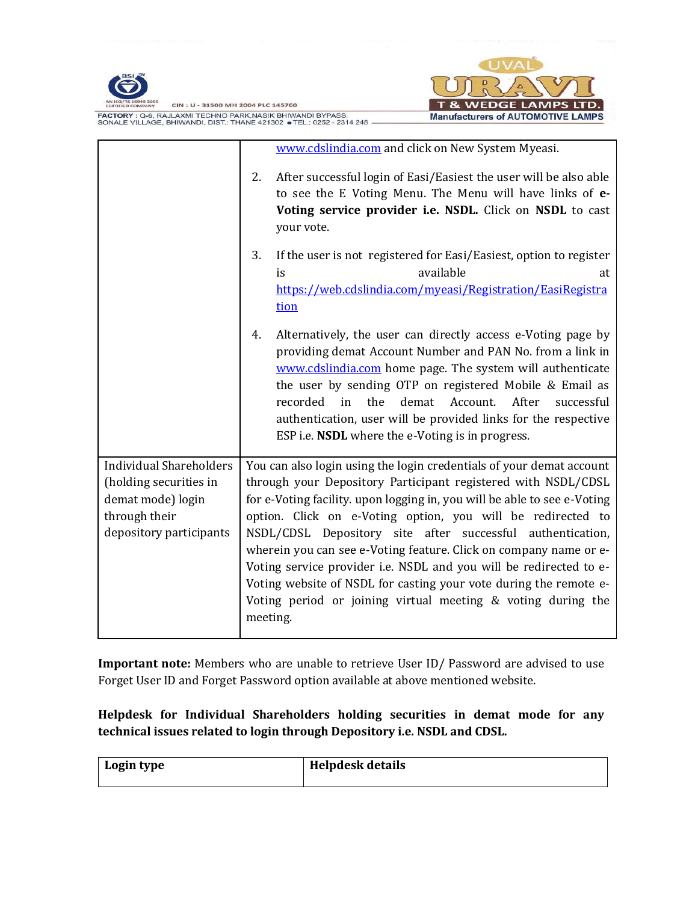| | |
|---|---|
| | www.cdslindia.com and click on New System Myeasi.<br><br>2. After successful login of Easi/Easiest the user will be also able to see the E Voting Menu. The Menu will have links of **e-Voting service provider i.e. NSDL.** Click on **NSDL** to cast your vote.<br><br>3. If the user is not registered for Easi/Easiest, option to register is available at https://web.cdslindia.com/myeasi/Registration/EasiRegistration<br><br>4. Alternatively, the user can directly access e-Voting page by providing demat Account Number and PAN No. from a link in www.cdslindia.com home page. The system will authenticate the user by sending OTP on registered Mobile & Email as recorded in the demat Account. After successful authentication, user will be provided links for the respective ESP i.e. **NSDL** where the e-Voting is in progress. |
| Individual Shareholders (holding securities in demat mode) login through their depository participants | You can also login using the login credentials of your demat account through your Depository Participant registered with NSDL/CDSL for e-Voting facility. upon logging in, you will be able to see e-Voting option. Click on e-Voting option, you will be redirected to NSDL/CDSL Depository site after successful authentication, wherein you can see e-Voting feature. Click on company name or e-Voting service provider i.e. NSDL and you will be redirected to e-Voting website of NSDL for casting your vote during the remote e-Voting period or joining virtual meeting & voting during the meeting. |

**Important note:** Members who are unable to retrieve User ID/ Password are advised to use Forget User ID and Forget Password option available at above mentioned website.

**Helpdesk for Individual Shareholders holding securities in demat mode for any technical issues related to login through Depository i.e. NSDL and CDSL.**

| **Login type** | **Helpdesk details** |
|---|---|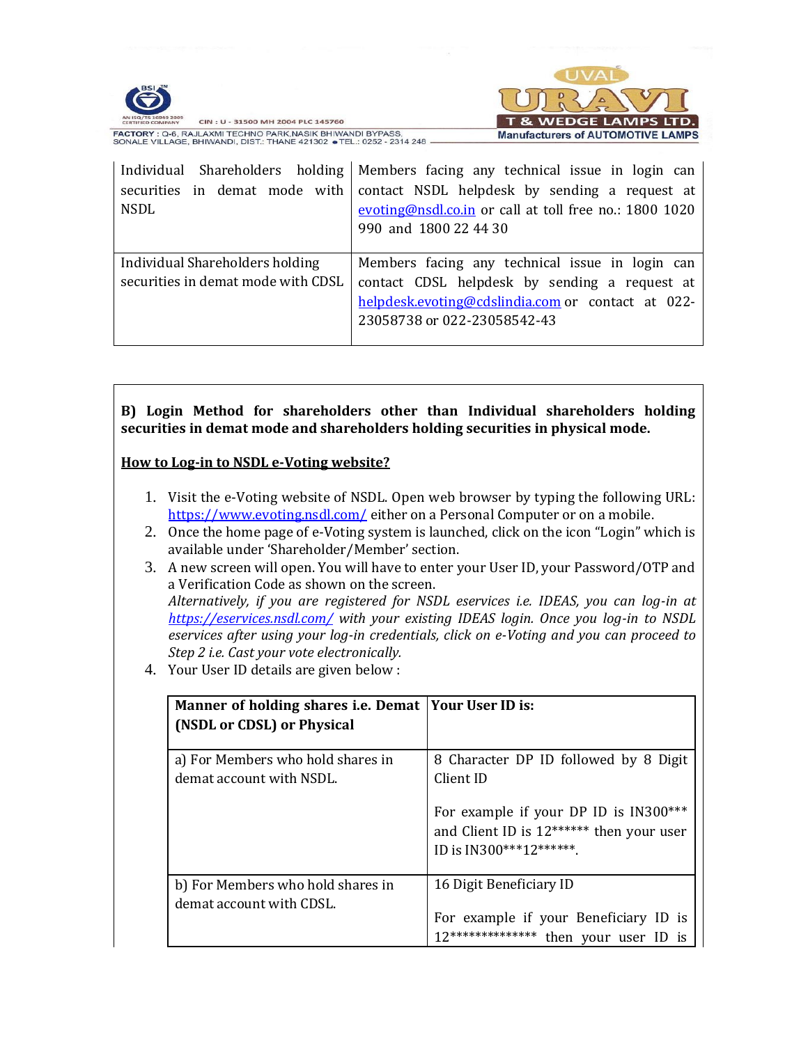| Individual Shareholders holding securities in demat mode with NSDL | Members facing any technical issue in login can contact NSDL helpdesk by sending a request at evoting@nsdl.co.in or call at toll free no.: 1800 1020 990 and 1800 22 44 30 |
|---|---|
| Individual Shareholders holding securities in demat mode with CDSL | Members facing any technical issue in login can contact CDSL helpdesk by sending a request at helpdesk.evoting@cdslindia.com or contact at 022-23058738 or 022-23058542-43 |

**B) Login Method for shareholders other than Individual shareholders holding securities in demat mode and shareholders holding securities in physical mode.**

**How to Log-in to NSDL e-Voting website?**

1. Visit the e-Voting website of NSDL. Open web browser by typing the following URL: https://www.evoting.nsdl.com/ either on a Personal Computer or on a mobile.
2. Once the home page of e-Voting system is launched, click on the icon "Login" which is available under 'Shareholder/Member' section.
3. A new screen will open. You will have to enter your User ID, your Password/OTP and a Verification Code as shown on the screen.
   *Alternatively, if you are registered for NSDL eservices i.e. IDEAS, you can log-in at https://eservices.nsdl.com/ with your existing IDEAS login. Once you log-in to NSDL eservices after using your log-in credentials, click on e-Voting and you can proceed to Step 2 i.e. Cast your vote electronically.*
4. Your User ID details are given below :

| Manner of holding shares i.e. Demat (NSDL or CDSL) or Physical | Your User ID is: |
|---|---|
| a) For Members who hold shares in demat account with NSDL. | 8 Character DP ID followed by 8 Digit Client ID<br><br>For example if your DP ID is IN300*** and Client ID is 12****** then your user ID is IN300***12******. |
| b) For Members who hold shares in demat account with CDSL. | 16 Digit Beneficiary ID<br><br>For example if your Beneficiary ID is 12************** then your user ID is |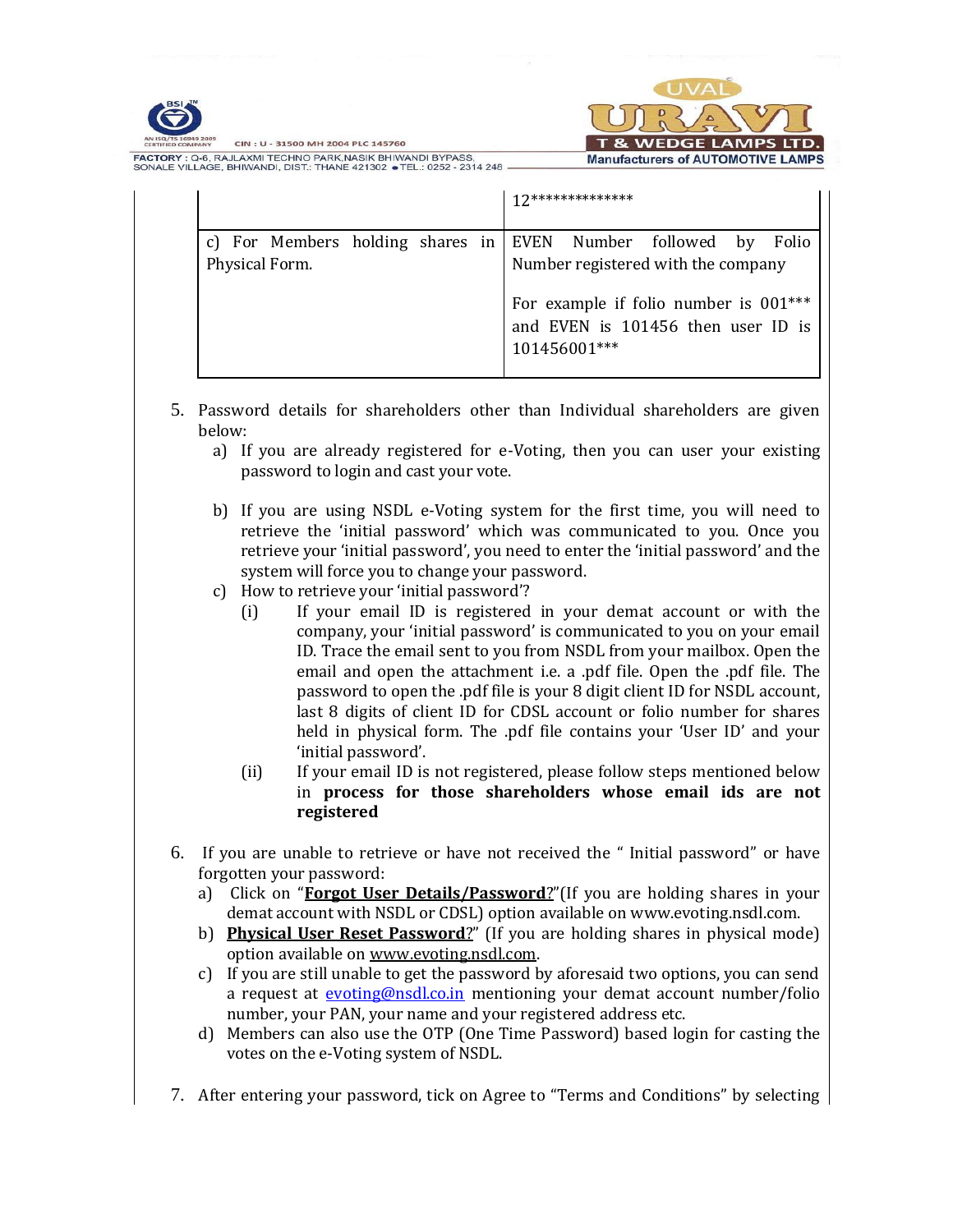| | 12************** |
|---|---|
| c) For Members holding shares in Physical Form. | EVEN Number followed by Folio Number registered with the company<br><br>For example if folio number is 001*** and EVEN is 101456 then user ID is 101456001*** |

5. Password details for shareholders other than Individual shareholders are given below:
   a) If you are already registered for e-Voting, then you can user your existing password to login and cast your vote.

   b) If you are using NSDL e-Voting system for the first time, you will need to retrieve the 'initial password' which was communicated to you. Once you retrieve your 'initial password', you need to enter the 'initial password' and the system will force you to change your password.
   c) How to retrieve your 'initial password'?
      (i) If your email ID is registered in your demat account or with the company, your 'initial password' is communicated to you on your email ID. Trace the email sent to you from NSDL from your mailbox. Open the email and open the attachment i.e. a .pdf file. Open the .pdf file. The password to open the .pdf file is your 8 digit client ID for NSDL account, last 8 digits of client ID for CDSL account or folio number for shares held in physical form. The .pdf file contains your 'User ID' and your 'initial password'.
      (ii) If your email ID is not registered, please follow steps mentioned below in **process for those shareholders whose email ids are not registered**

6. If you are unable to retrieve or have not received the " Initial password" or have forgotten your password:
   a) Click on "**Forgot User Details/Password**?"(If you are holding shares in your demat account with NSDL or CDSL) option available on www.evoting.nsdl.com.
   b) **Physical User Reset Password**?" (If you are holding shares in physical mode) option available on www.evoting.nsdl.com.
   c) If you are still unable to get the password by aforesaid two options, you can send a request at evoting@nsdl.co.in mentioning your demat account number/folio number, your PAN, your name and your registered address etc.
   d) Members can also use the OTP (One Time Password) based login for casting the votes on the e-Voting system of NSDL.

7. After entering your password, tick on Agree to "Terms and Conditions" by selecting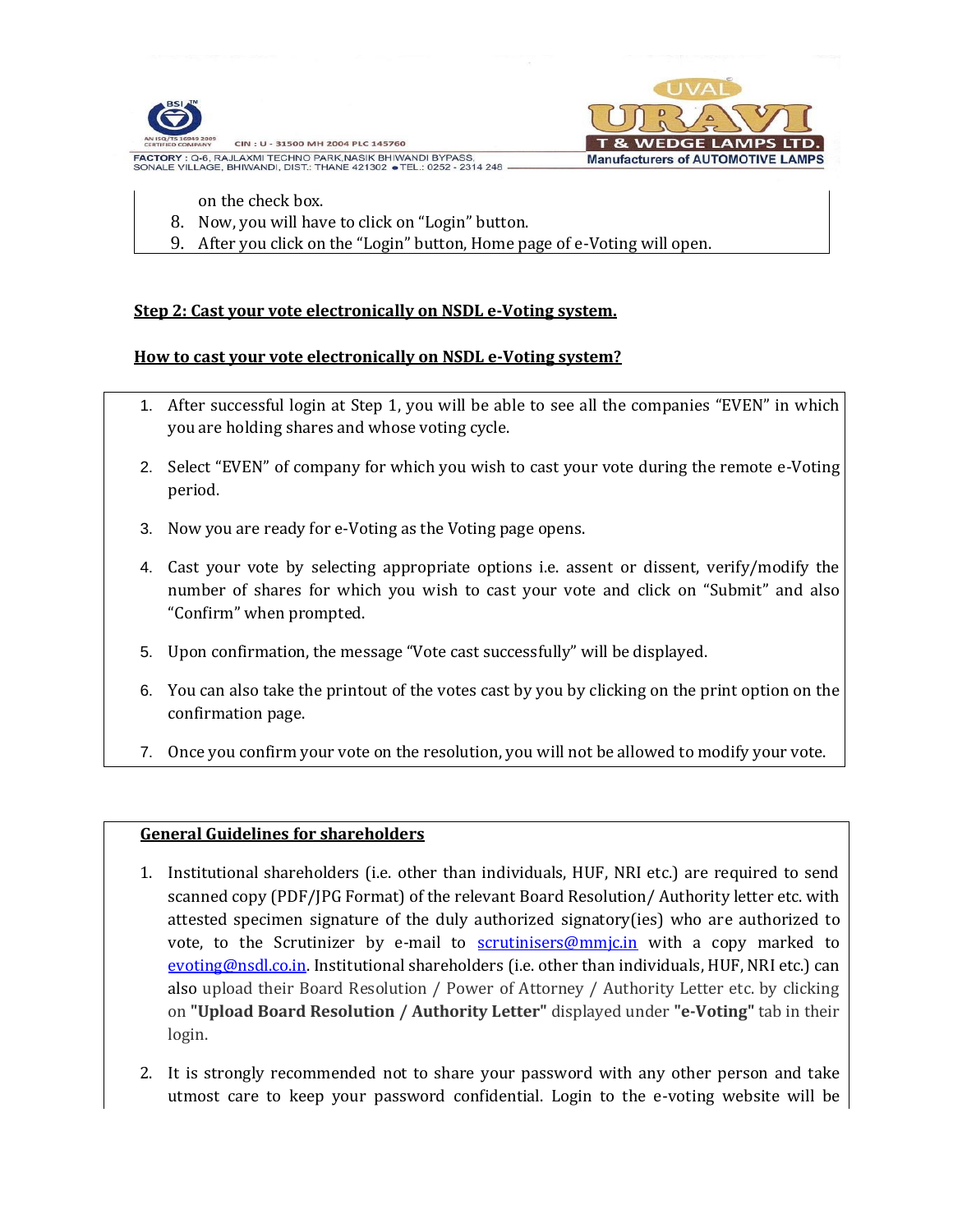on the check box.

8. Now, you will have to click on “Login” button.
9. After you click on the “Login” button, Home page of e-Voting will open.

**Step 2: Cast your vote electronically on NSDL e-Voting system.**

**How to cast your vote electronically on NSDL e-Voting system?**

1. After successful login at Step 1, you will be able to see all the companies “EVEN” in which you are holding shares and whose voting cycle.
2. Select “EVEN” of company for which you wish to cast your vote during the remote e-Voting period.
3. Now you are ready for e-Voting as the Voting page opens.
4. Cast your vote by selecting appropriate options i.e. assent or dissent, verify/modify the number of shares for which you wish to cast your vote and click on “Submit” and also “Confirm” when prompted.
5. Upon confirmation, the message “Vote cast successfully” will be displayed.
6. You can also take the printout of the votes cast by you by clicking on the print option on the confirmation page.
7. Once you confirm your vote on the resolution, you will not be allowed to modify your vote.

**General Guidelines for shareholders**

1. Institutional shareholders (i.e. other than individuals, HUF, NRI etc.) are required to send scanned copy (PDF/JPG Format) of the relevant Board Resolution/ Authority letter etc. with attested specimen signature of the duly authorized signatory(ies) who are authorized to vote, to the Scrutinizer by e-mail to scrutinisers@mmjc.in with a copy marked to evoting@nsdl.co.in. Institutional shareholders (i.e. other than individuals, HUF, NRI etc.) can also upload their Board Resolution / Power of Attorney / Authority Letter etc. by clicking on **"Upload Board Resolution / Authority Letter"** displayed under **"e-Voting"** tab in their login.
2. It is strongly recommended not to share your password with any other person and take utmost care to keep your password confidential. Login to the e-voting website will be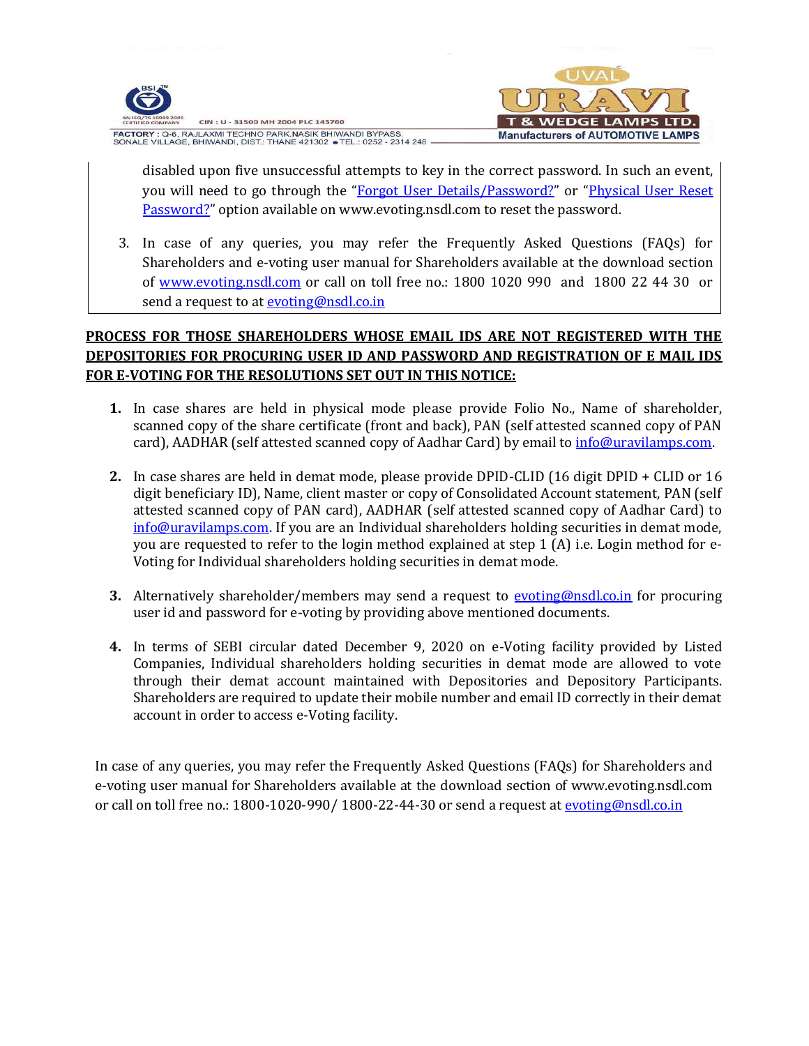disabled upon five unsuccessful attempts to key in the correct password. In such an event, you will need to go through the "Forgot User Details/Password?" or "Physical User Reset Password?" option available on www.evoting.nsdl.com to reset the password.

3. In case of any queries, you may refer the Frequently Asked Questions (FAQs) for Shareholders and e-voting user manual for Shareholders available at the download section of www.evoting.nsdl.com or call on toll free no.: 1800 1020 990 and 1800 22 44 30 or send a request to at evoting@nsdl.co.in

**PROCESS FOR THOSE SHAREHOLDERS WHOSE EMAIL IDS ARE NOT REGISTERED WITH THE DEPOSITORIES FOR PROCURING USER ID AND PASSWORD AND REGISTRATION OF E MAIL IDS FOR E-VOTING FOR THE RESOLUTIONS SET OUT IN THIS NOTICE:**

1. In case shares are held in physical mode please provide Folio No., Name of shareholder, scanned copy of the share certificate (front and back), PAN (self attested scanned copy of PAN card), AADHAR (self attested scanned copy of Aadhar Card) by email to info@uravilamps.com.

2. In case shares are held in demat mode, please provide DPID-CLID (16 digit DPID + CLID or 16 digit beneficiary ID), Name, client master or copy of Consolidated Account statement, PAN (self attested scanned copy of PAN card), AADHAR (self attested scanned copy of Aadhar Card) to info@uravilamps.com. If you are an Individual shareholders holding securities in demat mode, you are requested to refer to the login method explained at step 1 (A) i.e. Login method for e-Voting for Individual shareholders holding securities in demat mode.

3. Alternatively shareholder/members may send a request to evoting@nsdl.co.in for procuring user id and password for e-voting by providing above mentioned documents.

4. In terms of SEBI circular dated December 9, 2020 on e-Voting facility provided by Listed Companies, Individual shareholders holding securities in demat mode are allowed to vote through their demat account maintained with Depositories and Depository Participants. Shareholders are required to update their mobile number and email ID correctly in their demat account in order to access e-Voting facility.

In case of any queries, you may refer the Frequently Asked Questions (FAQs) for Shareholders and e-voting user manual for Shareholders available at the download section of www.evoting.nsdl.com or call on toll free no.: 1800-1020-990/ 1800-22-44-30 or send a request at evoting@nsdl.co.in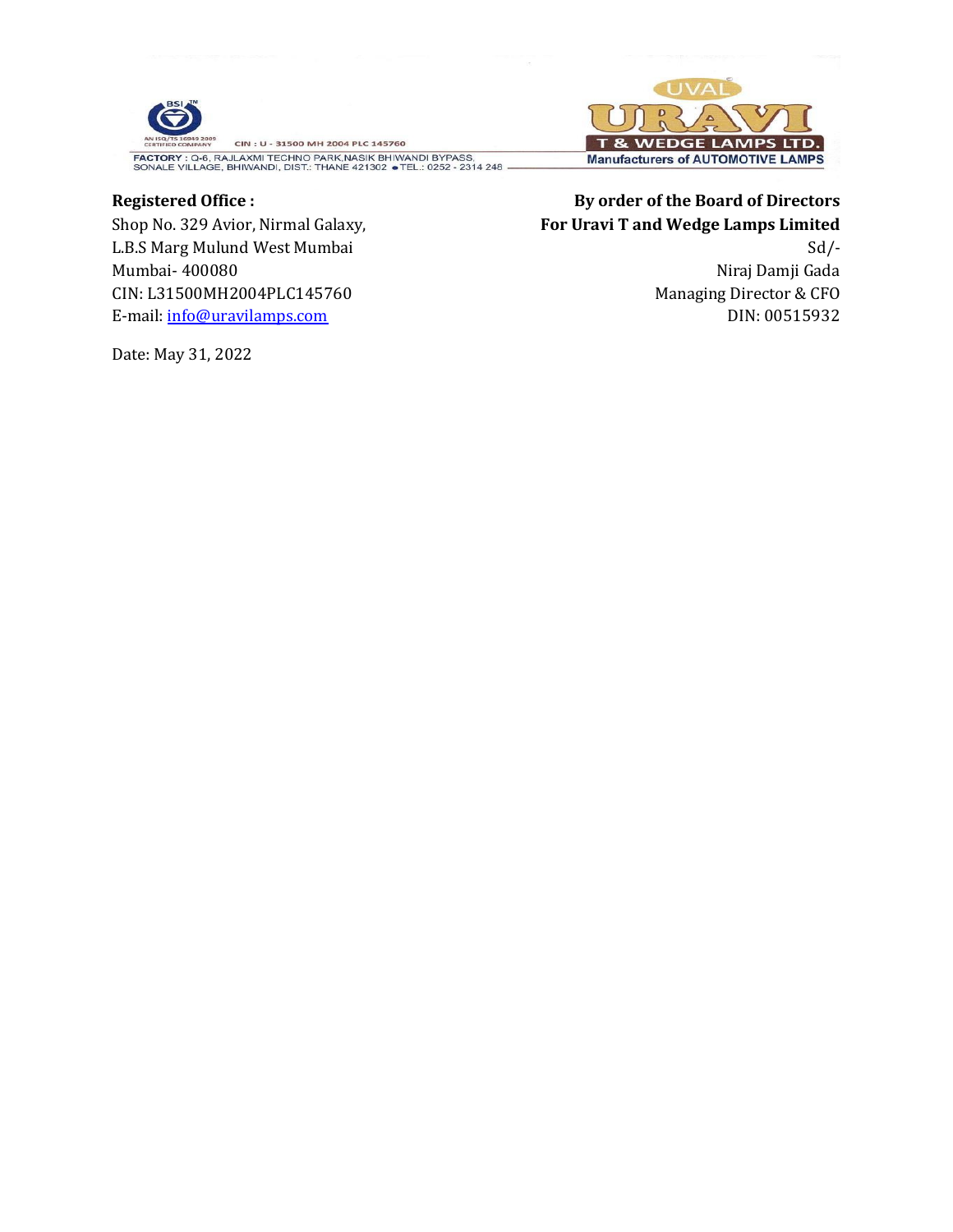**Registered Office :**
Shop No. 329 Avior, Nirmal Galaxy,
L.B.S Marg Mulund West Mumbai
Mumbai- 400080
CIN: L31500MH2004PLC145760
E-mail: info@uravilamps.com

Date: May 31, 2022

**By order of the Board of Directors**
**For Uravi T and Wedge Lamps Limited**
Sd/-
Niraj Damji Gada
Managing Director & CFO
DIN: 00515932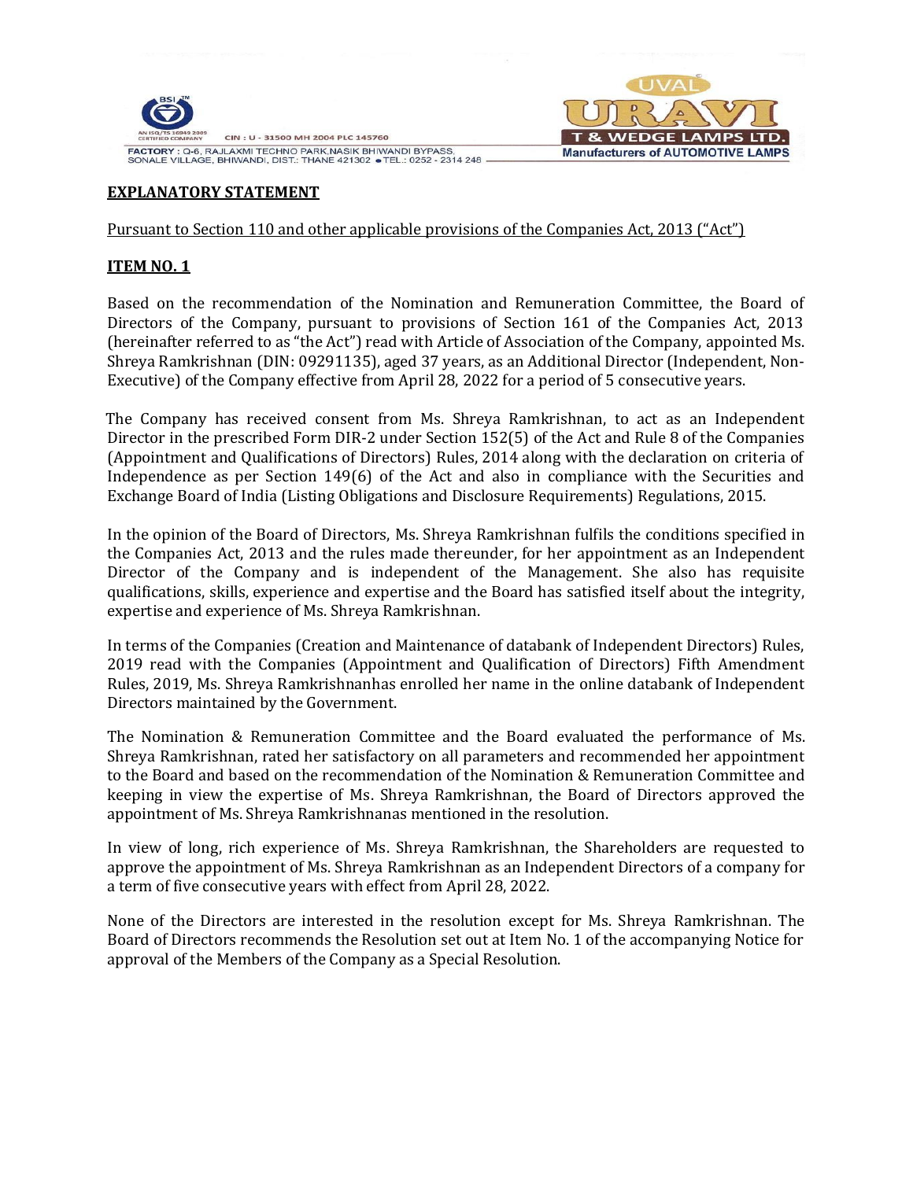**EXPLANATORY STATEMENT**

Pursuant to Section 110 and other applicable provisions of the Companies Act, 2013 ("Act")

**ITEM NO. 1**

Based on the recommendation of the Nomination and Remuneration Committee, the Board of Directors of the Company, pursuant to provisions of Section 161 of the Companies Act, 2013 (hereinafter referred to as "the Act") read with Article of Association of the Company, appointed Ms. Shreya Ramkrishnan (DIN: 09291135), aged 37 years, as an Additional Director (Independent, Non-Executive) of the Company effective from April 28, 2022 for a period of 5 consecutive years.

The Company has received consent from Ms. Shreya Ramkrishnan, to act as an Independent Director in the prescribed Form DIR-2 under Section 152(5) of the Act and Rule 8 of the Companies (Appointment and Qualifications of Directors) Rules, 2014 along with the declaration on criteria of Independence as per Section 149(6) of the Act and also in compliance with the Securities and Exchange Board of India (Listing Obligations and Disclosure Requirements) Regulations, 2015.

In the opinion of the Board of Directors, Ms. Shreya Ramkrishnan fulfils the conditions specified in the Companies Act, 2013 and the rules made thereunder, for her appointment as an Independent Director of the Company and is independent of the Management. She also has requisite qualifications, skills, experience and expertise and the Board has satisfied itself about the integrity, expertise and experience of Ms. Shreya Ramkrishnan.

In terms of the Companies (Creation and Maintenance of databank of Independent Directors) Rules, 2019 read with the Companies (Appointment and Qualification of Directors) Fifth Amendment Rules, 2019, Ms. Shreya Ramkrishnanhas enrolled her name in the online databank of Independent Directors maintained by the Government.

The Nomination & Remuneration Committee and the Board evaluated the performance of Ms. Shreya Ramkrishnan, rated her satisfactory on all parameters and recommended her appointment to the Board and based on the recommendation of the Nomination & Remuneration Committee and keeping in view the expertise of Ms. Shreya Ramkrishnan, the Board of Directors approved the appointment of Ms. Shreya Ramkrishnanas mentioned in the resolution.

In view of long, rich experience of Ms. Shreya Ramkrishnan, the Shareholders are requested to approve the appointment of Ms. Shreya Ramkrishnan as an Independent Directors of a company for a term of five consecutive years with effect from April 28, 2022.

None of the Directors are interested in the resolution except for Ms. Shreya Ramkrishnan. The Board of Directors recommends the Resolution set out at Item No. 1 of the accompanying Notice for approval of the Members of the Company as a Special Resolution.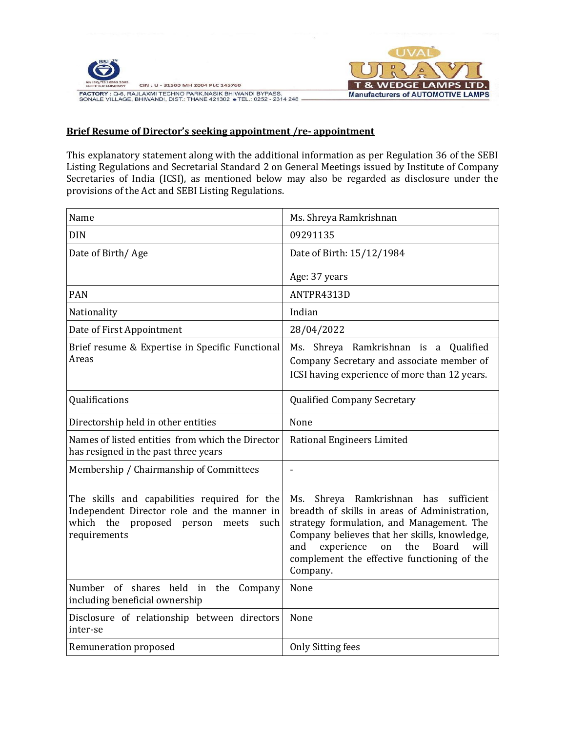**Brief Resume of Director's seeking appointment /re- appointment**

This explanatory statement along with the additional information as per Regulation 36 of the SEBI Listing Regulations and Secretarial Standard 2 on General Meetings issued by Institute of Company Secretaries of India (ICSI), as mentioned below may also be regarded as disclosure under the provisions of the Act and SEBI Listing Regulations.

| Name | Ms. Shreya Ramkrishnan |
|---|---|
| DIN | 09291135 |
| Date of Birth/ Age | Date of Birth: 15/12/1984<br><br>Age: 37 years |
| PAN | ANTPR4313D |
| Nationality | Indian |
| Date of First Appointment | 28/04/2022 |
| Brief resume & Expertise in Specific Functional Areas | Ms. Shreya Ramkrishnan is a Qualified Company Secretary and associate member of ICSI having experience of more than 12 years. |
| Qualifications | Qualified Company Secretary |
| Directorship held in other entities | None |
| Names of listed entities from which the Director has resigned in the past three years | Rational Engineers Limited |
| Membership / Chairmanship of Committees | - |
| The skills and capabilities required for the Independent Director role and the manner in which the proposed person meets such requirements | Ms. Shreya Ramkrishnan has sufficient breadth of skills in areas of Administration, strategy formulation, and Management. The Company believes that her skills, knowledge, and experience on the Board will complement the effective functioning of the Company. |
| Number of shares held in the Company including beneficial ownership | None |
| Disclosure of relationship between directors inter-se | None |
| Remuneration proposed | Only Sitting fees |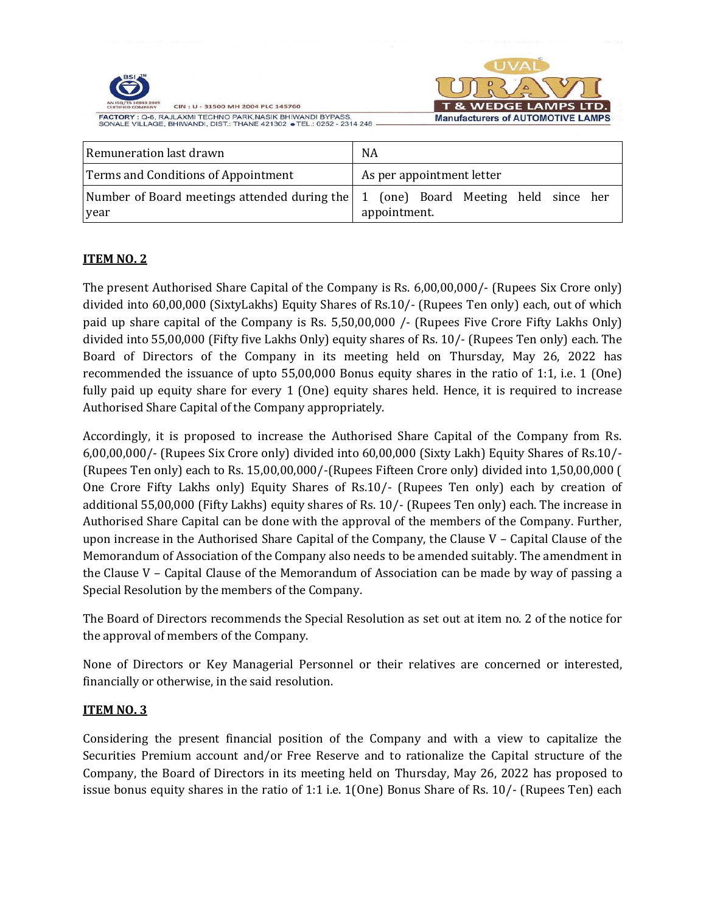| Remuneration last drawn | NA |
|---|---|
| Terms and Conditions of Appointment | As per appointment letter |
| Number of Board meetings attended during the year | 1 (one) Board Meeting held since her appointment. |

**ITEM NO. 2**

The present Authorised Share Capital of the Company is Rs. 6,00,00,000/- (Rupees Six Crore only) divided into 60,00,000 (SixtyLakhs) Equity Shares of Rs.10/- (Rupees Ten only) each, out of which paid up share capital of the Company is Rs. 5,50,00,000 /- (Rupees Five Crore Fifty Lakhs Only) divided into 55,00,000 (Fifty five Lakhs Only) equity shares of Rs. 10/- (Rupees Ten only) each. The Board of Directors of the Company in its meeting held on Thursday, May 26, 2022 has recommended the issuance of upto 55,00,000 Bonus equity shares in the ratio of 1:1, i.e. 1 (One) fully paid up equity share for every 1 (One) equity shares held. Hence, it is required to increase Authorised Share Capital of the Company appropriately.

Accordingly, it is proposed to increase the Authorised Share Capital of the Company from Rs. 6,00,00,000/- (Rupees Six Crore only) divided into 60,00,000 (Sixty Lakh) Equity Shares of Rs.10/- (Rupees Ten only) each to Rs. 15,00,00,000/-(Rupees Fifteen Crore only) divided into 1,50,00,000 ( One Crore Fifty Lakhs only) Equity Shares of Rs.10/- (Rupees Ten only) each by creation of additional 55,00,000 (Fifty Lakhs) equity shares of Rs. 10/- (Rupees Ten only) each. The increase in Authorised Share Capital can be done with the approval of the members of the Company. Further, upon increase in the Authorised Share Capital of the Company, the Clause V – Capital Clause of the Memorandum of Association of the Company also needs to be amended suitably. The amendment in the Clause V – Capital Clause of the Memorandum of Association can be made by way of passing a Special Resolution by the members of the Company.

The Board of Directors recommends the Special Resolution as set out at item no. 2 of the notice for the approval of members of the Company.

None of Directors or Key Managerial Personnel or their relatives are concerned or interested, financially or otherwise, in the said resolution.

**ITEM NO. 3**

Considering the present financial position of the Company and with a view to capitalize the Securities Premium account and/or Free Reserve and to rationalize the Capital structure of the Company, the Board of Directors in its meeting held on Thursday, May 26, 2022 has proposed to issue bonus equity shares in the ratio of 1:1 i.e. 1(One) Bonus Share of Rs. 10/- (Rupees Ten) each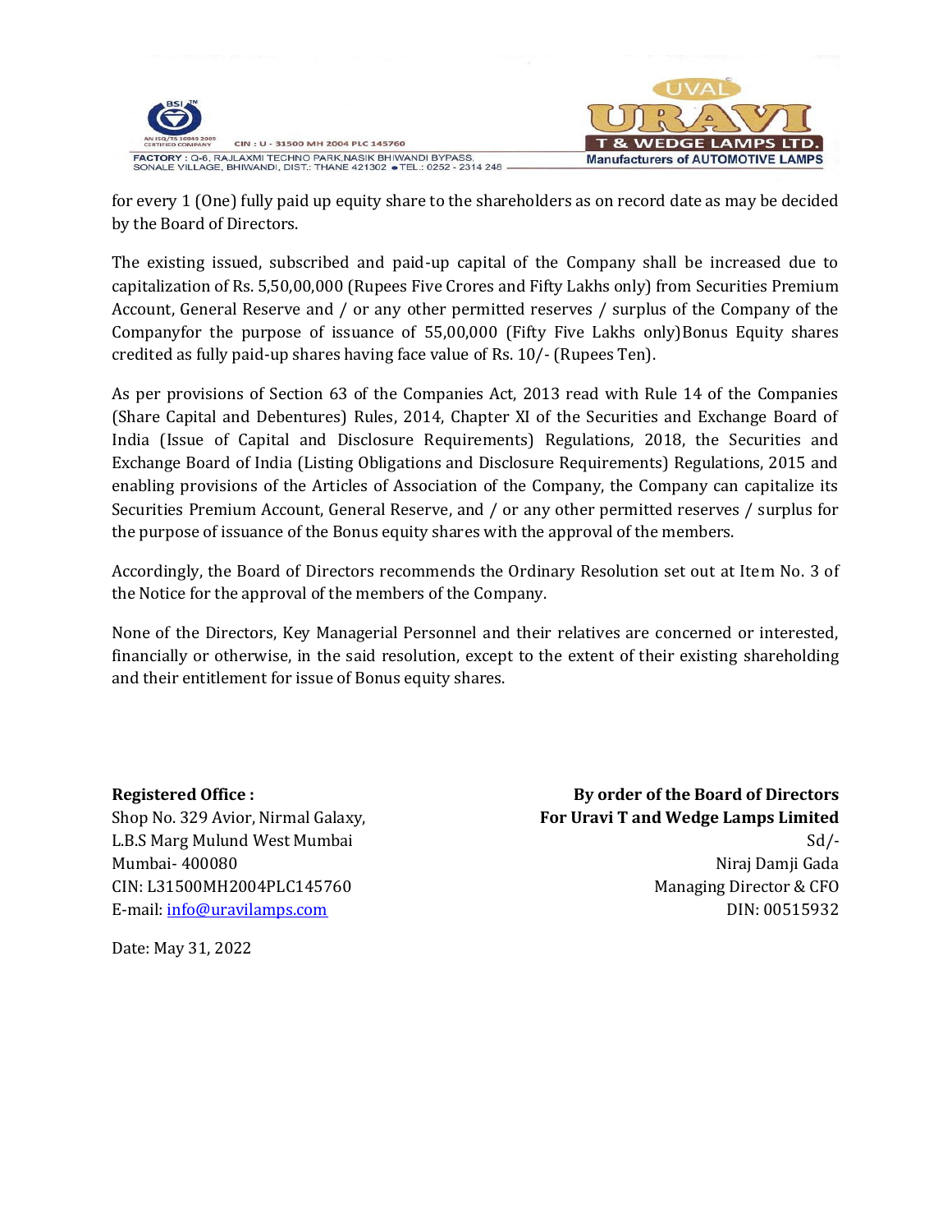for every 1 (One) fully paid up equity share to the shareholders as on record date as may be decided by the Board of Directors.

The existing issued, subscribed and paid-up capital of the Company shall be increased due to capitalization of Rs. 5,50,00,000 (Rupees Five Crores and Fifty Lakhs only) from Securities Premium Account, General Reserve and / or any other permitted reserves / surplus of the Company of the Companyfor the purpose of issuance of 55,00,000 (Fifty Five Lakhs only)Bonus Equity shares credited as fully paid-up shares having face value of Rs. 10/- (Rupees Ten).

As per provisions of Section 63 of the Companies Act, 2013 read with Rule 14 of the Companies (Share Capital and Debentures) Rules, 2014, Chapter XI of the Securities and Exchange Board of India (Issue of Capital and Disclosure Requirements) Regulations, 2018, the Securities and Exchange Board of India (Listing Obligations and Disclosure Requirements) Regulations, 2015 and enabling provisions of the Articles of Association of the Company, the Company can capitalize its Securities Premium Account, General Reserve, and / or any other permitted reserves / surplus for the purpose of issuance of the Bonus equity shares with the approval of the members.

Accordingly, the Board of Directors recommends the Ordinary Resolution set out at Item No. 3 of the Notice for the approval of the members of the Company.

None of the Directors, Key Managerial Personnel and their relatives are concerned or interested, financially or otherwise, in the said resolution, except to the extent of their existing shareholding and their entitlement for issue of Bonus equity shares.

**Registered Office :**
Shop No. 329 Avior, Nirmal Galaxy,
L.B.S Marg Mulund West Mumbai
Mumbai- 400080
CIN: L31500MH2004PLC145760
E-mail: info@uravilamps.com

**By order of the Board of Directors**
**For Uravi T and Wedge Lamps Limited**
Sd/-
Niraj Damji Gada
Managing Director & CFO
DIN: 00515932

Date: May 31, 2022